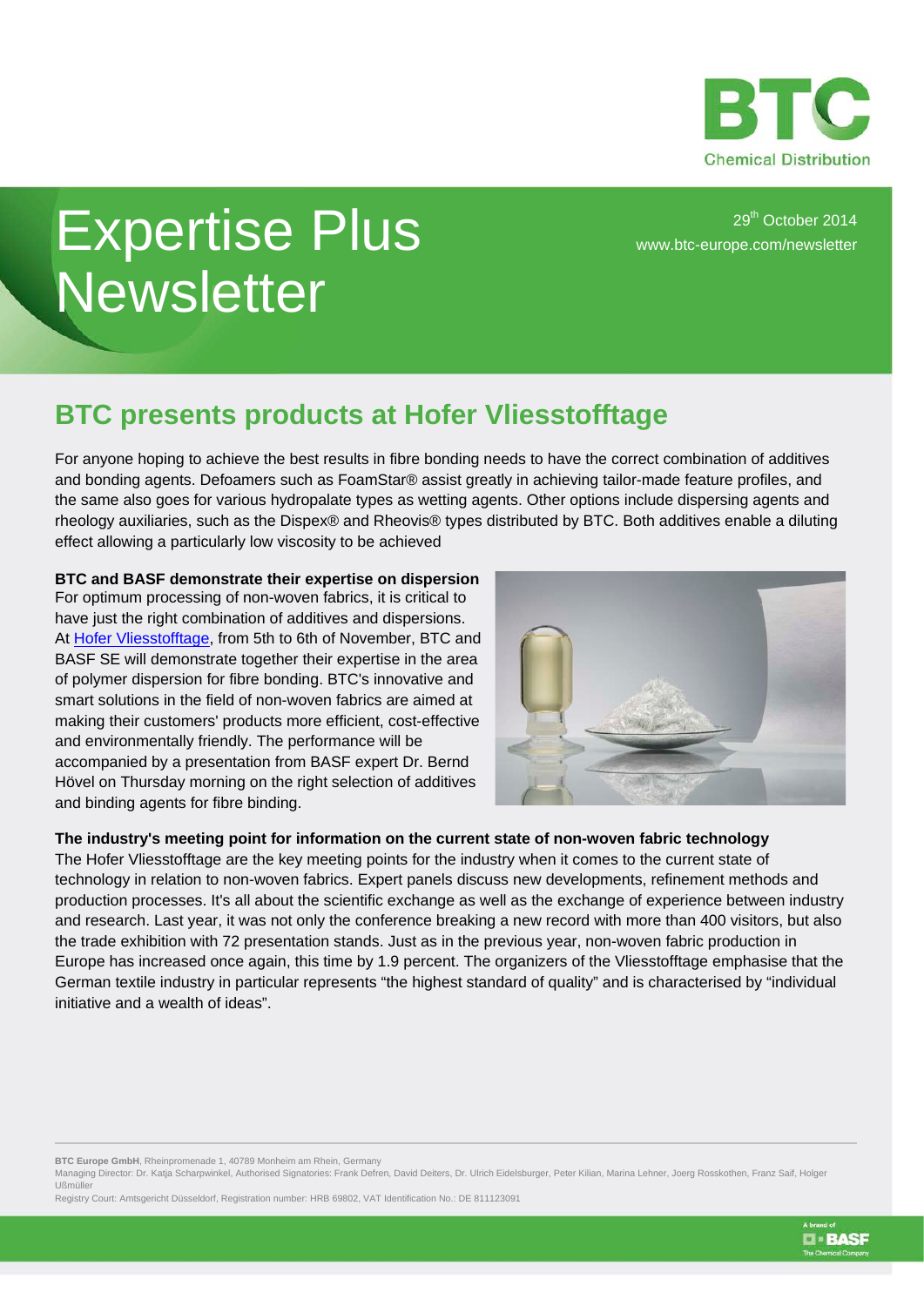# Expertise Plus Newsletter

29th October 2014
www.btc-europe.com/newsletter

## BTC presents products at Hofer Vliesstofftage

For anyone hoping to achieve the best results in fibre bonding needs to have the correct combination of additives and bonding agents. Defoamers such as FoamStar® assist greatly in achieving tailor-made feature profiles, and the same also goes for various hydropalate types as wetting agents. Other options include dispersing agents and rheology auxiliaries, such as the Dispex® and Rheovis® types distributed by BTC. Both additives enable a diluting effect allowing a particularly low viscosity to be achieved

**BTC and BASF demonstrate their expertise on dispersion**

For optimum processing of non-woven fabrics, it is critical to have just the right combination of additives and dispersions. At Hofer Vliesstofftage, from 5th to 6th of November, BTC and BASF SE will demonstrate together their expertise in the area of polymer dispersion for fibre bonding. BTC's innovative and smart solutions in the field of non-woven fabrics are aimed at making their customers' products more efficient, cost-effective and environmentally friendly. The performance will be accompanied by a presentation from BASF expert Dr. Bernd Hövel on Thursday morning on the right selection of additives and binding agents for fibre binding.

**The industry's meeting point for information on the current state of non-woven fabric technology**

The Hofer Vliesstofftage are the key meeting points for the industry when it comes to the current state of technology in relation to non-woven fabrics. Expert panels discuss new developments, refinement methods and production processes. It's all about the scientific exchange as well as the exchange of experience between industry and research. Last year, it was not only the conference breaking a new record with more than 400 visitors, but also the trade exhibition with 72 presentation stands. Just as in the previous year, non-woven fabric production in Europe has increased once again, this time by 1.9 percent. The organizers of the Vliesstofftage emphasise that the German textile industry in particular represents "the highest standard of quality" and is characterised by "individual initiative and a wealth of ideas".

**BTC Europe GmbH**, Rheinpromenade 1, 40789 Monheim am Rhein, Germany
Managing Director: Dr. Katja Scharpwinkel, Authorised Signatories: Frank Defren, David Deiters, Dr. Ulrich Eidelsburger, Peter Kilian, Marina Lehner, Joerg Rosskothen, Franz Saif, Holger Ußmüller
Registry Court: Amtsgericht Düsseldorf, Registration number: HRB 69802, VAT Identification No.: DE 811123091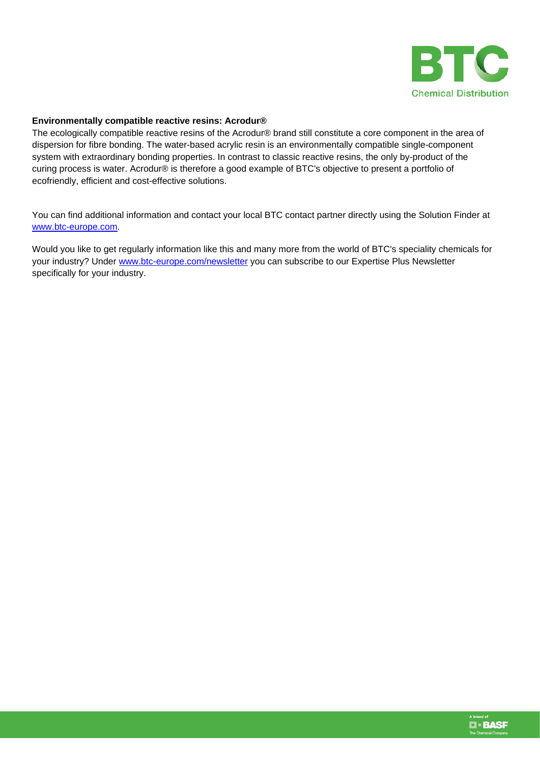**Environmentally compatible reactive resins: Acrodur®**

The ecologically compatible reactive resins of the Acrodur® brand still constitute a core component in the area of dispersion for fibre bonding. The water-based acrylic resin is an environmentally compatible single-component system with extraordinary bonding properties. In contrast to classic reactive resins, the only by-product of the curing process is water. Acrodur® is therefore a good example of BTC's objective to present a portfolio of ecofriendly, efficient and cost-effective solutions.

You can find additional information and contact your local BTC contact partner directly using the Solution Finder at www.btc-europe.com.

Would you like to get regularly information like this and many more from the world of BTC's speciality chemicals for your industry? Under www.btc-europe.com/newsletter you can subscribe to our Expertise Plus Newsletter specifically for your industry.